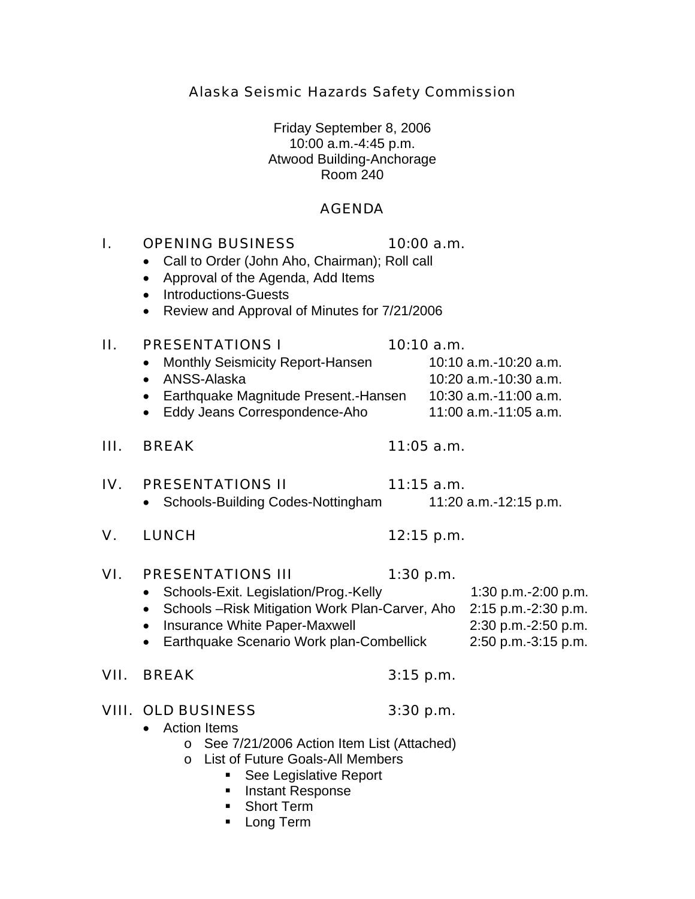# Alaska Seismic Hazards Safety Commission

Friday September 8, 2006
10:00 a.m.-4:45 p.m.
Atwood Building-Anchorage
Room 240

## AGENDA

## I. OPENING BUSINESS 10:00 a.m.

- Call to Order (John Aho, Chairman); Roll call
- Approval of the Agenda, Add Items
- Introductions-Guests
- Review and Approval of Minutes for 7/21/2006

## II. PRESENTATIONS I 10:10 a.m.

- Monthly Seismicity Report-Hansen 10:10 a.m.-10:20 a.m.
- ANSS-Alaska 10:20 a.m.-10:30 a.m.
- Earthquake Magnitude Present.-Hansen 10:30 a.m.-11:00 a.m.
- Eddy Jeans Correspondence-Aho 11:00 a.m.-11:05 a.m.

## III. BREAK 11:05 a.m.

## IV. PRESENTATIONS II 11:15 a.m.

- Schools-Building Codes-Nottingham 11:20 a.m.-12:15 p.m.

## V. LUNCH 12:15 p.m.

## VI. PRESENTATIONS III 1:30 p.m.

- Schools-Exit. Legislation/Prog.-Kelly 1:30 p.m.-2:00 p.m.
- Schools –Risk Mitigation Work Plan-Carver, Aho 2:15 p.m.-2:30 p.m.
- Insurance White Paper-Maxwell 2:30 p.m.-2:50 p.m.
- Earthquake Scenario Work plan-Combellick 2:50 p.m.-3:15 p.m.

## VII. BREAK 3:15 p.m.

## VIII. OLD BUSINESS 3:30 p.m.

- Action Items
  - See 7/21/2006 Action Item List (Attached)
  - List of Future Goals-All Members
    - See Legislative Report
    - Instant Response
    - Short Term
    - Long Term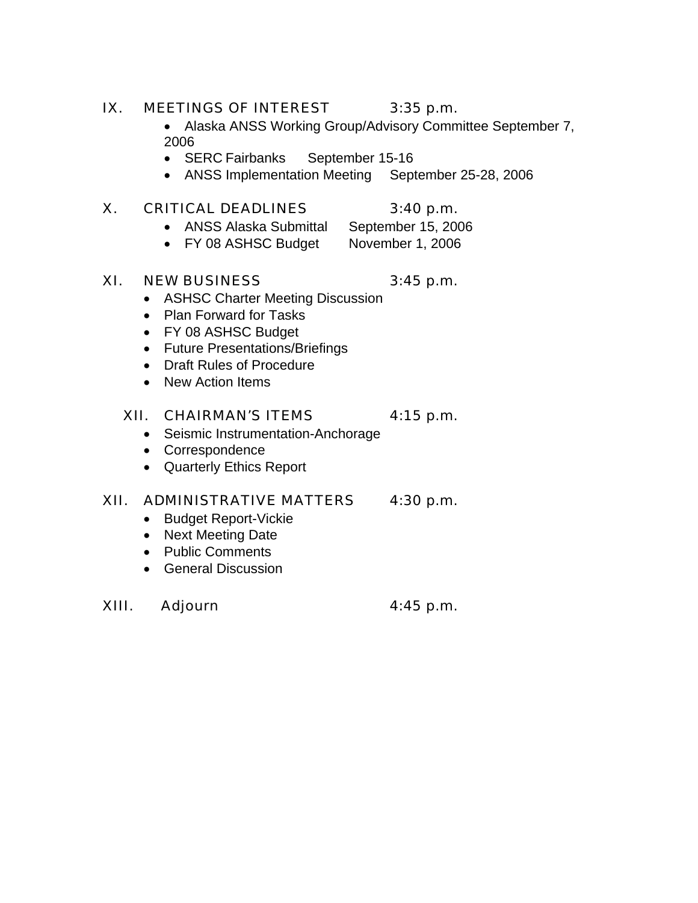## IX. MEETINGS OF INTEREST 3:35 p.m.

- Alaska ANSS Working Group/Advisory Committee September 7, 2006
- SERC Fairbanks September 15-16
- ANSS Implementation Meeting September 25-28, 2006

## X. CRITICAL DEADLINES 3:40 p.m.

- ANSS Alaska Submittal September 15, 2006
- FY 08 ASHSC Budget November 1, 2006

## XI. NEW BUSINESS 3:45 p.m.

- ASHSC Charter Meeting Discussion
- Plan Forward for Tasks
- FY 08 ASHSC Budget
- Future Presentations/Briefings
- Draft Rules of Procedure
- New Action Items

## XII. CHAIRMAN'S ITEMS 4:15 p.m.

- Seismic Instrumentation-Anchorage
- Correspondence
- Quarterly Ethics Report

## XII. ADMINISTRATIVE MATTERS 4:30 p.m.

- Budget Report-Vickie
- Next Meeting Date
- Public Comments
- General Discussion

## XIII. Adjourn 4:45 p.m.